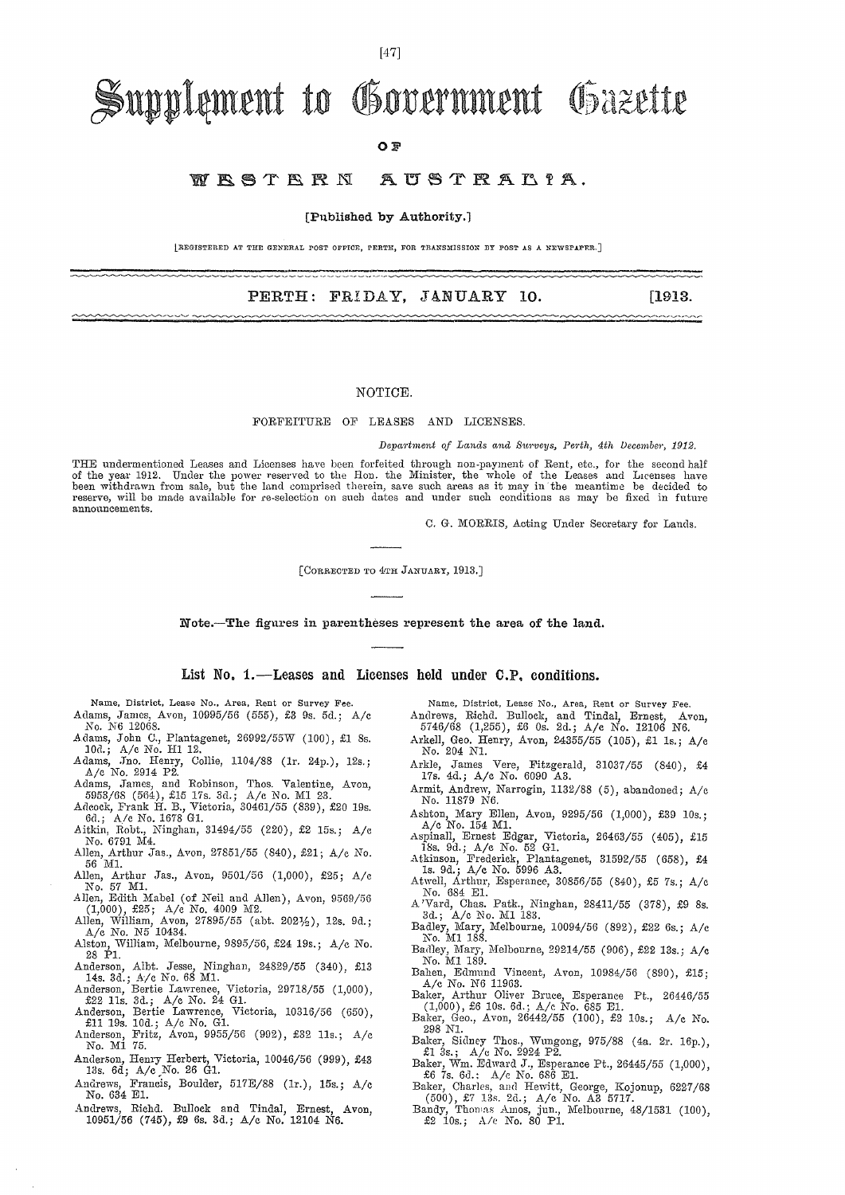# Supplement to Government Gazette

## OF

## WESTERN AUSTRALIA.

**[Published by Authority.]**

[REGISTERED AT THE GENERAL POST OFFICE, PERTH, FOR TRANSMISSION BY POST AS A NEWSPAPER.]

**PERTH: FRIDAY, JANUARY 10. [1913.**

### NOTICE.

FORFEITURE OF LEASES AND LICENSES.

*Department of Lands and Surveys, Perth, 4th December, 1912.*

THE undermentioned Leases and Licenses have been forfeited through non-payment of Rent, etc., for the second half of the year 1912. Under the power reserved to the Hon. the Minister, the whole of the Leases and Licenses have been withdrawn from sale, but the land comprised therein, save such areas as it may in the meantime be decided to reserve, will be made available for re-selection on such dates and under such conditions as may be fixed in future announcements.

C. G. MORRIS, Acting Under Secretary for Lands.

[CORRECTED TO 4TH JANUARY, 1913.]

**Note.—The figures in parentheses represent the area of the land.**

### List No. 1.—Leases and Licenses held under C.P. conditions.

Name, District, Lease No., Area, Rent or Survey Fee.

Adams, James, Avon, 10995/56 (555), £3 9s. 5d.; A/c No. N6 12068.
Adams, John C., Plantagenet, 26992/55W (100), £1 8s. 10d.; A/c No. H1 12.
Adams, Jno. Henry, Collie, 1104/88 (1r. 24p.), 12s.; A/c No. 2914 P2.
Adams, James, and Robinson, Thos. Valentine, Avon, 5953/68 (564), £15 17s. 3d.; A/c No. M1 23.
Adcock, Frank H. B., Victoria, 30461/55 (839), £20 19s. 6d.; A/c No. 1678 G1.
Aitkin, Robt., Ninghan, 31494/55 (220), £2 15s.; A/c No. 6791 M4.
Allen, Arthur Jas., Avon, 27851/55 (840), £21; A/c No. 56 M1.
Allen, Arthur Jas., Avon, 9501/56 (1,000), £25; A/c No. 57 M1.
Allen, Edith Mabel (of Neil and Allen), Avon, 9569/56 (1,000), £25; A/c No. 4009 M2.
Allen, William, Avon, 27895/55 (abt. 202½), 12s. 9d.; A/c No. N5 10434.
Alston, William, Melbourne, 9895/56, £24 19s.; A/c No. 28 P1.
Anderson, Albt. Jesse, Ninghan, 24829/55 (340), £13 14s. 3d.; A/c No. 68 M1.
Anderson, Bertie Lawrence, Victoria, 29718/55 (1,000), £22 11s. 3d.; A/c No. 24 G1.
Anderson, Bertie Lawrence, Victoria, 10316/56 (650), £11 19s. 10d.; A/c No. G1.
Anderson, Fritz, Avon, 9955/56 (992), £32 11s.; A/c No. M1 75.
Anderson, Henry Herbert, Victoria, 10046/56 (999), £43 13s. 6d; A/c No. 26 G1.
Andrews, Francis, Boulder, 517E/88 (1r.), 15s.; A/c No. 634 E1.
Andrews, Richd. Bullock and Tindal, Ernest, Avon, 10951/56 (745), £9 6s. 3d.; A/c No. 12104 N6.
Andrews, Richd. Bullock, and Tindal, Ernest, Avon, 5746/68 (1,255), £6 0s. 2d.; A/c No. 12106 N6.
Arkell, Geo. Henry, Avon, 24355/55 (105), £1 1s.; A/c No. 204 N1.
Arkle, James Vere, Fitzgerald, 31037/55 (840), £4 17s. 4d.; A/c No. 6090 A3.
Armit, Andrew, Narrogin, 1132/88 (5), abandoned; A/c No. 11879 N6.
Ashton, Mary Ellen, Avon, 9295/56 (1,000), £39 10s.; A/c No. 154 M1.
Aspinall, Ernest Edgar, Victoria, 26463/55 (405), £15 18s. 9d.; A/c No. 52 G1.
Atkinson, Frederick, Plantagenet, 31592/55 (658), £4 1s. 9d.; A/c No. 5996 A3.
Atwell, Arthur, Esperance, 30856/55 (840), £5 7s.; A/c No. 684 E1.
A'Vard, Chas. Patk., Ninghan, 28411/55 (378), £9 8s. 3d.; A/c No. M1 183.
Badley, Mary, Melbourne, 10094/56 (892), £22 6s.; A/c No. M1 188.
Badley, Mary, Melbourne, 29214/55 (906), £22 13s.; A/c No. M1 189.
Bahen, Edmund Vincent, Avon, 10984/56 (890), £15; A/c No. N6 11963.
Baker, Arthur Oliver Bruce, Esperance Pt., 26446/55 (1,000), £6 10s. 6d.; A/c No. 685 E1.
Baker, Geo., Avon, 26442/55 (100), £2 10s.; A/c No. 298 N1.
Baker, Sidney Thos., Wungong, 975/88 (4a. 2r. 16p.), £1 3s.; A/c No. 2924 P2.
Baker, Wm. Edward J., Esperance Pt., 26445/55 (1,000), £6 7s. 6d.: A/c No. 686 E1.
Baker, Charles, and Hewitt, George, Kojonup, 6227/68 (500), £7 13s. 2d.; A/c No. A3 5717.
Bandy, Thomas Amos, jun., Melbourne, 48/1531 (100), £2 10s.; A/c No. 80 P1.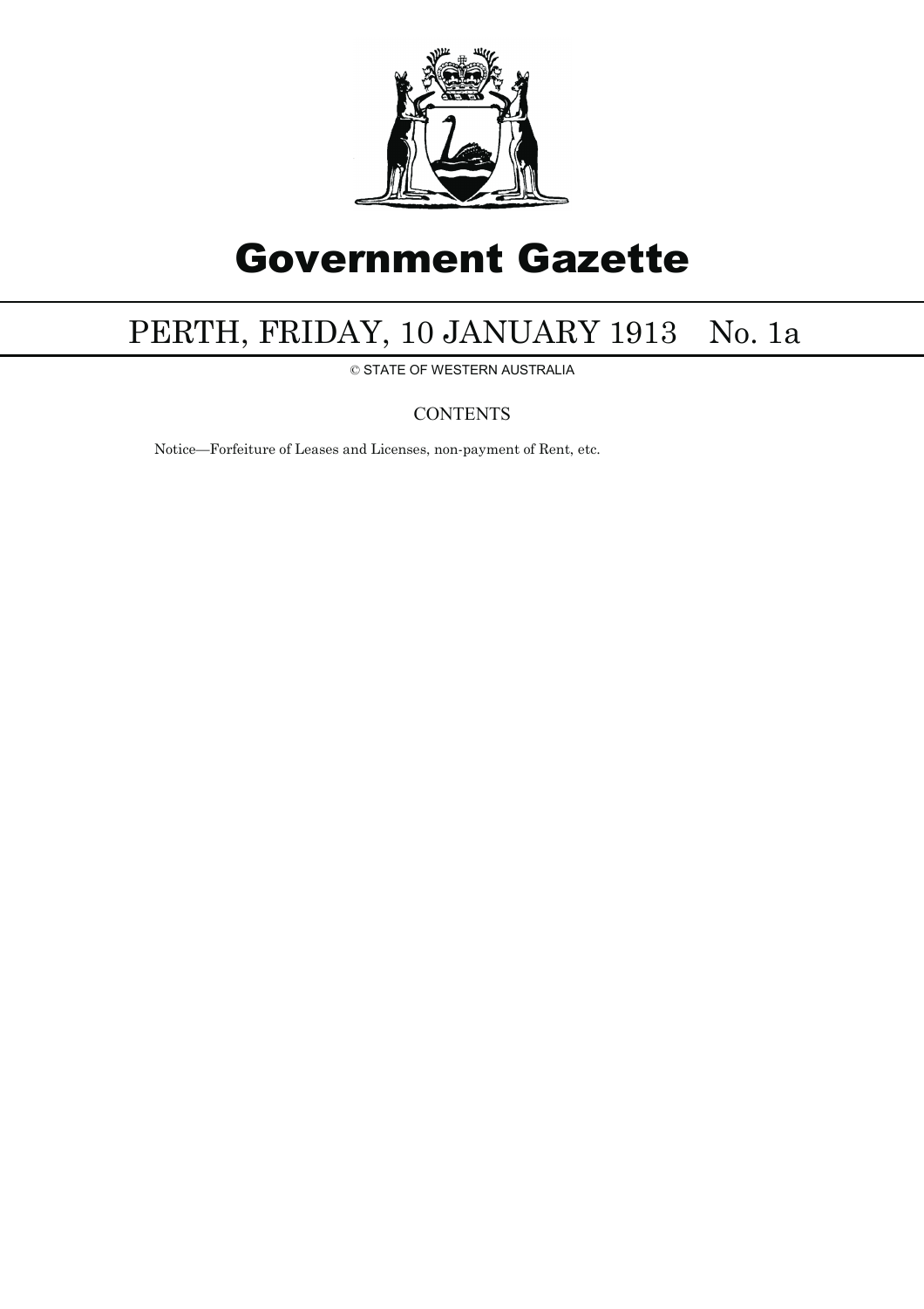# Government Gazette

## PERTH, FRIDAY, 10 JANUARY 1913 No. 1a

© STATE OF WESTERN AUSTRALIA

CONTENTS

Notice—Forfeiture of Leases and Licenses, non-payment of Rent, etc.